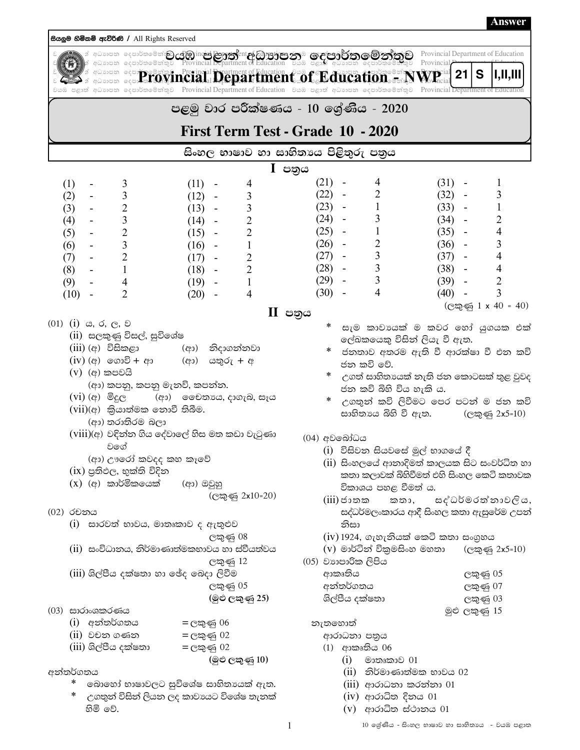Answer

සියලුම හිමිකම් ඇවිරිණි / All Rights Reserved

# වයඹ පළාත් අධ්‍යාපන දෙපාර්තමේන්තුව
# Provincial Department of Education - NWP

21 S I,II,III

## පළමු වාර පරීක්ෂණය - 10 ශ්‍රේණිය - 2020
## First Term Test - Grade 10 - 2020

### සිංහල භාෂාව හා සාහිත්‍යය පිළිතුරු පත්‍රය

## I පත්‍රය

| | | | | | | | |
|---|---|---|---|---|---|---|---|
| (1) | 3 | (11) | 4 | (21) | 4 | (31) | 1 |
| (2) | 3 | (12) | 3 | (22) | 2 | (32) | 3 |
| (3) | 2 | (13) | 3 | (23) | 1 | (33) | 1 |
| (4) | 3 | (14) | 2 | (24) | 3 | (34) | 2 |
| (5) | 2 | (15) | 2 | (25) | 1 | (35) | 4 |
| (6) | 3 | (16) | 1 | (26) | 2 | (36) | 3 |
| (7) | 2 | (17) | 2 | (27) | 3 | (37) | 4 |
| (8) | 1 | (18) | 2 | (28) | 3 | (38) | 4 |
| (9) | 4 | (19) | 1 | (29) | 3 | (39) | 2 |
| (10) | 2 | (20) | 4 | (30) | 4 | (40) | 3 |

(ලකුණු 1 x 40 = 40)

## II පත්‍රය

(01) (i) ය, ර, ල, ව

(ii) සලකුණු විසල්, සුවිශේෂ

(iii) (අ) විසිකළා (ආ) නිදාගන්නවා

(iv) (අ) ගොවි + ආ (ආ) යතුරු + අ

(v) (අ) කපවයි

(ආ) කපනු, කපනු මැනවි, කපන්න.

(vi) (අ) මිදුල (ආ) චෛත්‍යය, දාගැබ, සෑය

(vii) (අ) ක්‍රියාත්මක නොවී තිබීම.

(ආ) තරාතිරම බලා

(viii) (අ) වඳින්න ගිය දේවාලේ හිස මත කඩා වැටුණා වගේ

(ආ) ඌරෝ කවදද කහ කෑවේ

(ix) ප්‍රතිඵල, භුක්ති විඳින

(x) (අ) කාර්මිකයෙක් (ආ) ඔවුහු

(ලකුණු 2x10=20)

(02) රචනය

(i) සාරවත් භාවය, මාතෘකාව ද ඇතුළුව — ලකුණු 08

(ii) සංවිධානය, නිර්මාණාත්මකභාවය හා ස්වීයත්වය — ලකුණු 12

(iii) ශිල්පීය දක්ෂතා හා ඡේද බෙදා ලිවීම — ලකුණු 05

**(මුළු ලකුණු 25)**

(03) සාරාංශකරණය

(i) අන්තර්ගතය = ලකුණු 06

(ii) වචන ගණන = ලකුණු 02

(iii) ශිල්පීය දක්ෂතා = ලකුණු 02

**(මුළු ලකුණු 10)**

අන්තර්ගතය

* බොහෝ භාෂාවලට සුවිශේෂ සාහිත්‍යයක් ඇත.
* උගතුන් විසින් ලියන ලද කාව්‍යයට විශේෂ තැනක් හිමි වේ.
* සෑම කාව්‍යයක් ම කවර හෝ යුගයක එක් ලේඛකයෙකු විසින් ලියැ වී ඇත.
* ජනතාව අතරම ඇති වී ආරක්ෂා වී එන කවි ජන කවි වේ.
* උගත් සාහිත්‍යයක් නැති ජන කොටසක් තුළ වුවද ජන කවි බිහි විය හැකි ය.
* උගතුන් කවි ලිවීමට පෙර පටන් ම ජන කවි සාහිත්‍යය බිහි වී ඇත. (ලකුණු 2x5=10)

(04) අවබෝධය

(i) විසිවන සියවසේ මුල් භාගයේ දී

(ii) සිංහලයේ ආනාදිමත් කාලයක සිට සංවර්ධිත හා කතා කලාවක් බිහිවීමත් එහි සිංහල කෙටි කතාවක විකාශය පහළ වීමත් ය.

(iii) ජාතක කතා, සද්ධර්මරත්නාවලිය, සද්ධර්මලංකාරය ආදී සිංහල කතා ඇසුරේම උපන් නිසා

(iv) 1924, ගැහැනියක් කෙටි කතා සංග්‍රහය

(v) මාර්ටින් වික්‍රමසිංහ මහතා (ලකුණු 2x5=10)

(05) ව්‍යාපාරික ලිපිය

ආකෘතිය — ලකුණු 05

අන්තර්ගතය — ලකුණු 07

ශිල්පීය දක්ෂතා — ලකුණු 03

මුළු ලකුණු 15

නැතහොත්

ආරාධනා පත්‍රය

(1) ආකෘතිය 06

(i) මාතෘකාව 01

(ii) නිර්මාණාත්මක භාවය 02

(iii) ආරාධනා කරන්නා 01

(iv) ආරාධිත දිනය 01

(v) ආරාධිත ස්ථානය 01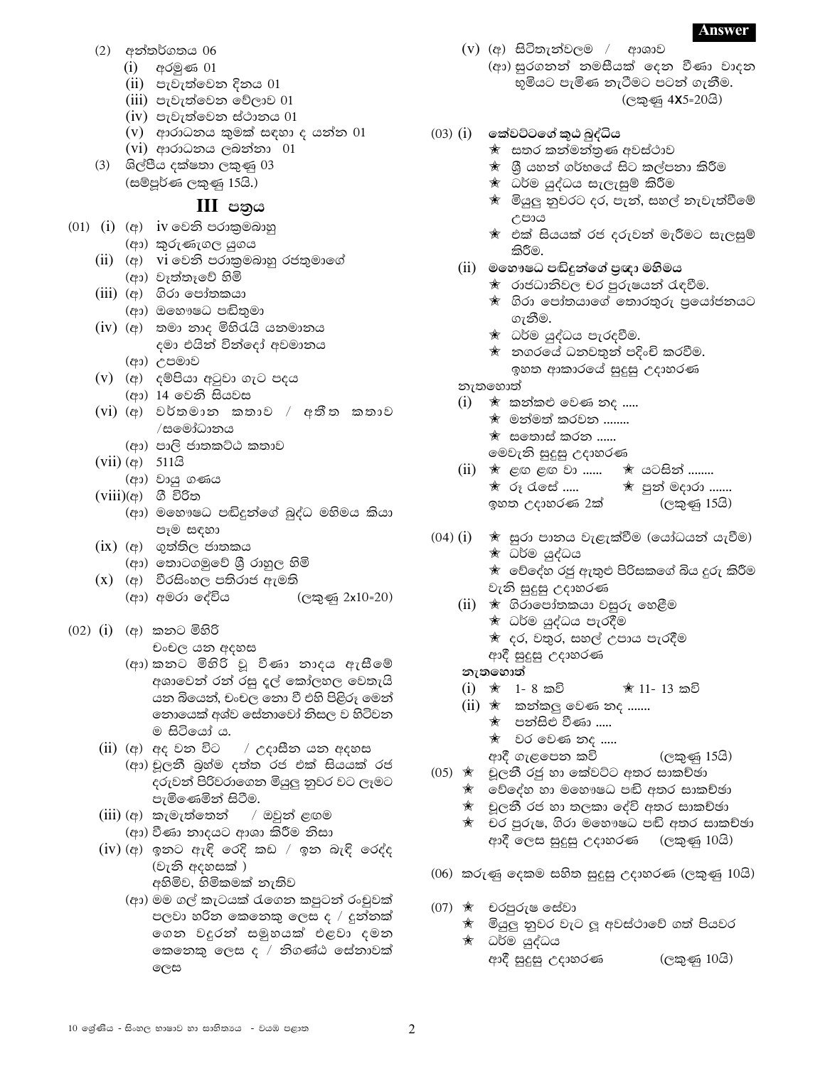**Answer**

(2) අන්තර්ගතය 06
 (i) අරමුණ 01
 (ii) පැවැත්වෙන දිනය 01
 (iii) පැවැත්වෙන වේලාව 01
 (iv) පැවැත්වෙන ස්ථානය 01
 (v) ආරාධනය කුමක් සඳහා ද යන්න 01
 (vi) ආරාධනය ලබන්නා 01

(3) ශිල්පීය දක්ෂතා ලකුණු 03
(සම්පූර්ණ ලකුණු 15යි.)

## III පත්‍රය

(01) (i) (අ) iv වෙනි පරාක්‍රමබාහු
 (ආ) කුරුණෑගල යුගය
(ii) (අ) vi වෙනි පරාක්‍රමබාහු රජතුමාගේ
 (ආ) වෑත්තෑවේ හිමි
(iii) (අ) ගිරා පෝතකයා
 (ආ) මහෞෂධ පඬිතුමා
(iv) (අ) තමා නාද මිහිරැයි යනමානය
 දමා එයින් වින්දෝ අවමානය
 (ආ) උපමාව
(v) (අ) දම්පියා අටුවා ගැට පදය
 (ආ) 14 වෙනි සියවස
(vi) (අ) වර්තමාන කතාව / අතීත කතාව /සමෝධානය
 (ආ) පාලි ජාතකට්ඨ කතාව
(vii) (අ) 511යි
 (ආ) වායු ගණය
(viii)(අ) ගී විරිත
 (ආ) මහෞෂධ පඬිඳුන්ගේ බුද්ධ මහිමය කියා පෑම සඳහා
(ix) (අ) ගුත්තිල ජාතකය
 (ආ) තොටගමුවේ ශ්‍රී රාහුල හිමි
(x) (අ) වීරසිංහල පතිරාජ ඇමති
 (ආ) අමරා දේවිය (ලකුණු 2x10=20)

(02) (i) (අ) කනට මිහිරි
 චංචල යන අදහස
 (ආ) කනට මිහිරි වූ වීණා නාදය ඇසීමේ ආශාවෙන් රන් රසු දූල් කෝලහල වෙතැයි යන බියෙන්, චංචල නො වී එහි පිළිරූ මෙන් නොයෙක් අශ්ව සේනාවෝ නිසල ව හිටිවන ම සිටියෝ ය.
(ii) (අ) අද වන විට / උදාසීන යන අදහස
 (ආ) චූලනී බ්‍රහ්ම දත්ත රජ එක් සියයක් රජ දරුවන් පිරිවරාගෙන මියුලු නුවර වට ලෑමට පැමිණෙමින් සිටීම.
(iii) (අ) කැමැත්තෙන් / ඔවුන් ළඟම
 (ආ) වීණා නාදයට ආශා කිරීම නිසා
(iv) (අ) ඉනට ඇඳි රෙදි කඩ / ඉන බැඳි රෙද්ද (වැනි අදහසක් )
 අභිමීව, හිමිකමක් නැතිව
 (ආ) මම ගල් කැටයක් රැගෙන කපුටන් රංචුවක් පලවා හරින කෙනෙකු ලෙස ද / දුන්නක් ගෙන වඳුරන් සමූහයක් එළවා දමන කෙනෙකු ලෙස ද / නිගණ්ඨ සේනාවක් ලෙස
(v) (අ) සිටිතැන්වලම / ආශාව
 (ආ) සුරගනන් නමසීයක් දෙන වීණා වාදන භූමියට පැමිණ නැටීමට පටන් ගැනීම.
 (ලකුණු 4X5=20යි)

(03) (i) **කේවට්ටගේ කූට බුද්ධිය**
 ★ සතර කන්මන්ත්‍රණ අවස්ථාව
 ★ ශ්‍රී යහන් ගර්භයේ සිට කල්පනා කිරීම
 ★ ධර්ම යුද්ධය සැලැසුම් කිරීම
 ★ මියුලු නුවරට දර, පැන්, සහල් නැවැත්වීමේ උපාය
 ★ එක් සියයක් රජ දරුවන් මැරීමට සැලසුම් කිරීම.
(ii) **මහෞෂධ පඬිඳුන්ගේ ප්‍රඥා මහිමය**
 ★ රාජධානිවල චර පුරුෂයන් රැඳවීම.
 ★ ගිරා පෝතයාගේ තොරතුරු ප්‍රයෝජනයට ගැනීම.
 ★ ධර්ම යුද්ධය පැරදවීම.
 ★ නගරයේ ධනවතුන් පදිංචි කරවීම.
 ඉහත ආකාරයේ සුදුසු උදාහරණ
නැතහොත්
(i) ★ කන්කළු වෙණ නද .....
 ★ මන්මත් කරවන ........
 ★ සතොස් කරන ......
 මෙවැනි සුදුසු උදාහරණ
(ii) ★ ළඟ ළඟ වා ...... ★ යටසින් ........
 ★ රූ රැසේ ..... ★ පුන් මදාරා .......
 ඉහත උදාහරණ 2ක් (ලකුණු 15යි)

(04) (i) ★ සුරා පානය වැළැක්වීම (යෝධයන් යැවීම)
 ★ ධර්ම යුද්ධය
 ★ වේදේහ රජු ඇතුළු පිරිසකගේ බිය දුරු කිරීම
 වැනි සුදුසු උදාහරණ
(ii) ★ ගිරාපෝතකයා වසුරු හෙළීම
 ★ ධර්ම යුද්ධය පැරදීම
 ★ දර, වතුර, සහල් උපාය පැරදීම
 ආදී සුදුසු උදාහරණ
නැතහොත්
(i) ★ 1- 8 කවි ★ 11- 13 කවි
(ii) ★ කන්කලු වෙණ නද .......
 ★ පන්සිළු වීණා .....
 ★ වර වෙණ නද .....
 ආදී ගැළපෙන කවි (ලකුණු 15යි)

(05) ★ චූලනී රජු හා කේවට්ට අතර සාකච්ඡා
 ★ වේදේහ හා මහෞෂධ පඬි අතර සාකච්ඡා
 ★ චූලනී රජ හා තලකා දේවි අතර සාකච්ඡා
 ★ චර පුරුෂ, ගිරා මහෞෂධ පඬි අතර සාකච්ඡා
 ආදී ලෙස සුදුසු උදාහරණ (ලකුණු 10යි)

(06) කරුණු දෙකම සහිත සුදුසු උදාහරණ (ලකුණු 10යි)

(07) ★ චරපුරුෂ සේවා
 ★ මියුලු නුවර වැට ලූ අවස්ථාවේ ගත් පියවර
 ★ ධර්ම යුද්ධය
 ආදී සුදුසු උදාහරණ (ලකුණු 10යි)